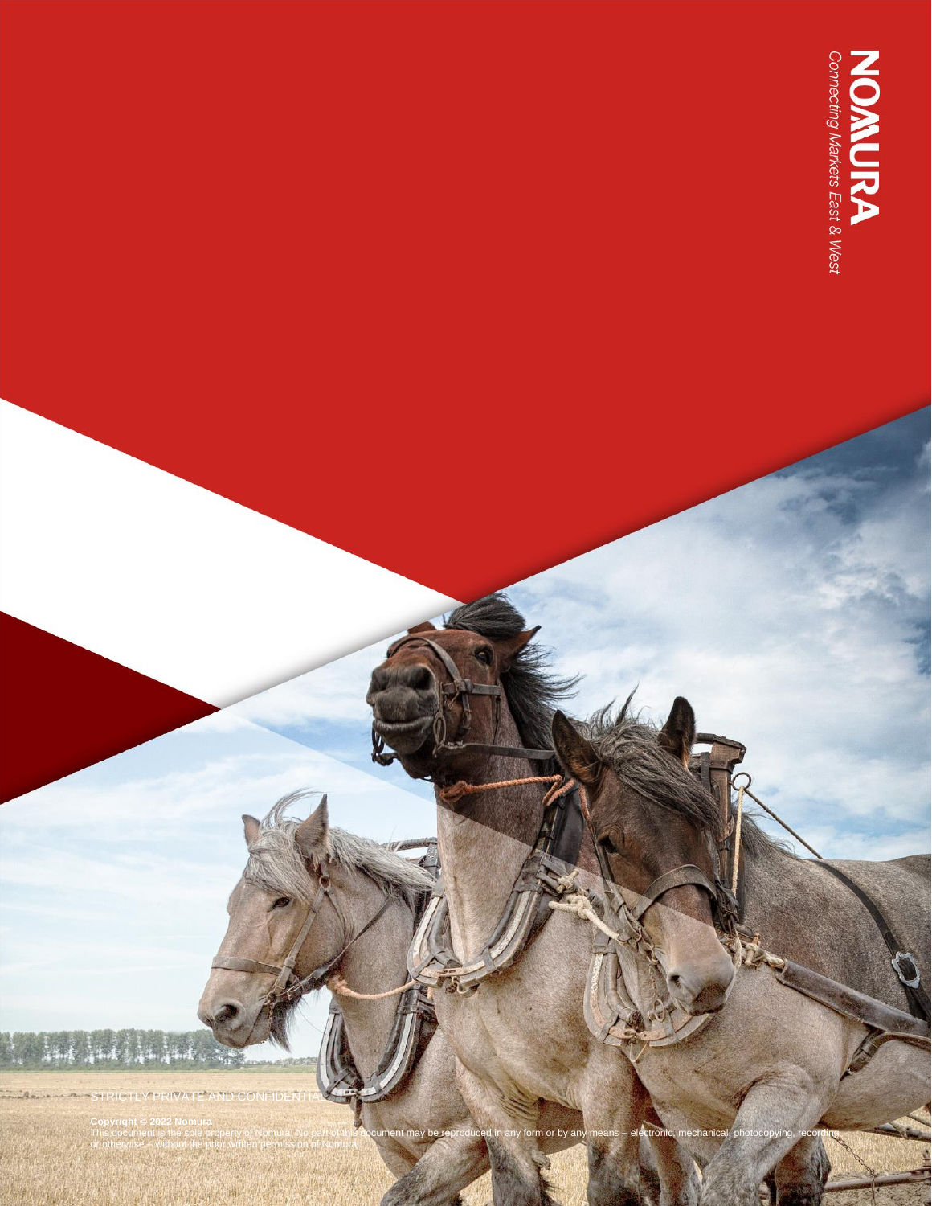NOMURA

Connecting Markets East & West

STRICTLY PRIVATE AND CONFIDENTIAL

**Copyright © 2022 Nomura**

This document is the sole property of Nomura. No part of this document may be reproduced in any form or by any means – electronic, mechanical, photocopying, recording or otherwise – without the prior written permission of Nomura.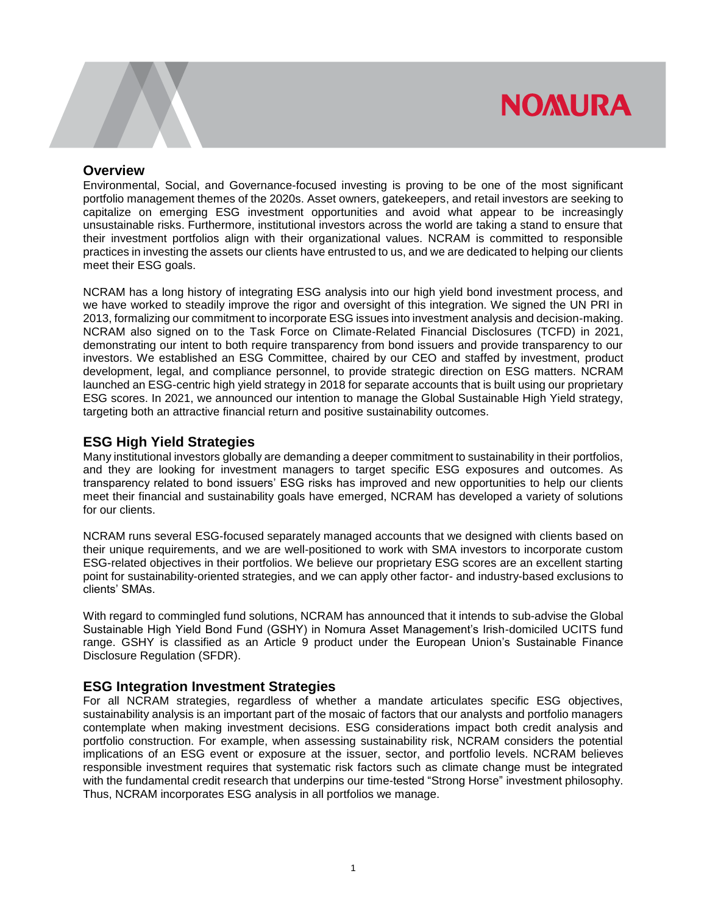## Overview

Environmental, Social, and Governance-focused investing is proving to be one of the most significant portfolio management themes of the 2020s. Asset owners, gatekeepers, and retail investors are seeking to capitalize on emerging ESG investment opportunities and avoid what appear to be increasingly unsustainable risks. Furthermore, institutional investors across the world are taking a stand to ensure that their investment portfolios align with their organizational values. NCRAM is committed to responsible practices in investing the assets our clients have entrusted to us, and we are dedicated to helping our clients meet their ESG goals.

NCRAM has a long history of integrating ESG analysis into our high yield bond investment process, and we have worked to steadily improve the rigor and oversight of this integration. We signed the UN PRI in 2013, formalizing our commitment to incorporate ESG issues into investment analysis and decision-making. NCRAM also signed on to the Task Force on Climate-Related Financial Disclosures (TCFD) in 2021, demonstrating our intent to both require transparency from bond issuers and provide transparency to our investors. We established an ESG Committee, chaired by our CEO and staffed by investment, product development, legal, and compliance personnel, to provide strategic direction on ESG matters. NCRAM launched an ESG-centric high yield strategy in 2018 for separate accounts that is built using our proprietary ESG scores. In 2021, we announced our intention to manage the Global Sustainable High Yield strategy, targeting both an attractive financial return and positive sustainability outcomes.

## ESG High Yield Strategies

Many institutional investors globally are demanding a deeper commitment to sustainability in their portfolios, and they are looking for investment managers to target specific ESG exposures and outcomes. As transparency related to bond issuers' ESG risks has improved and new opportunities to help our clients meet their financial and sustainability goals have emerged, NCRAM has developed a variety of solutions for our clients.

NCRAM runs several ESG-focused separately managed accounts that we designed with clients based on their unique requirements, and we are well-positioned to work with SMA investors to incorporate custom ESG-related objectives in their portfolios. We believe our proprietary ESG scores are an excellent starting point for sustainability-oriented strategies, and we can apply other factor- and industry-based exclusions to clients' SMAs.

With regard to commingled fund solutions, NCRAM has announced that it intends to sub-advise the Global Sustainable High Yield Bond Fund (GSHY) in Nomura Asset Management's Irish-domiciled UCITS fund range. GSHY is classified as an Article 9 product under the European Union's Sustainable Finance Disclosure Regulation (SFDR).

## ESG Integration Investment Strategies

For all NCRAM strategies, regardless of whether a mandate articulates specific ESG objectives, sustainability analysis is an important part of the mosaic of factors that our analysts and portfolio managers contemplate when making investment decisions. ESG considerations impact both credit analysis and portfolio construction. For example, when assessing sustainability risk, NCRAM considers the potential implications of an ESG event or exposure at the issuer, sector, and portfolio levels. NCRAM believes responsible investment requires that systematic risk factors such as climate change must be integrated with the fundamental credit research that underpins our time-tested "Strong Horse" investment philosophy. Thus, NCRAM incorporates ESG analysis in all portfolios we manage.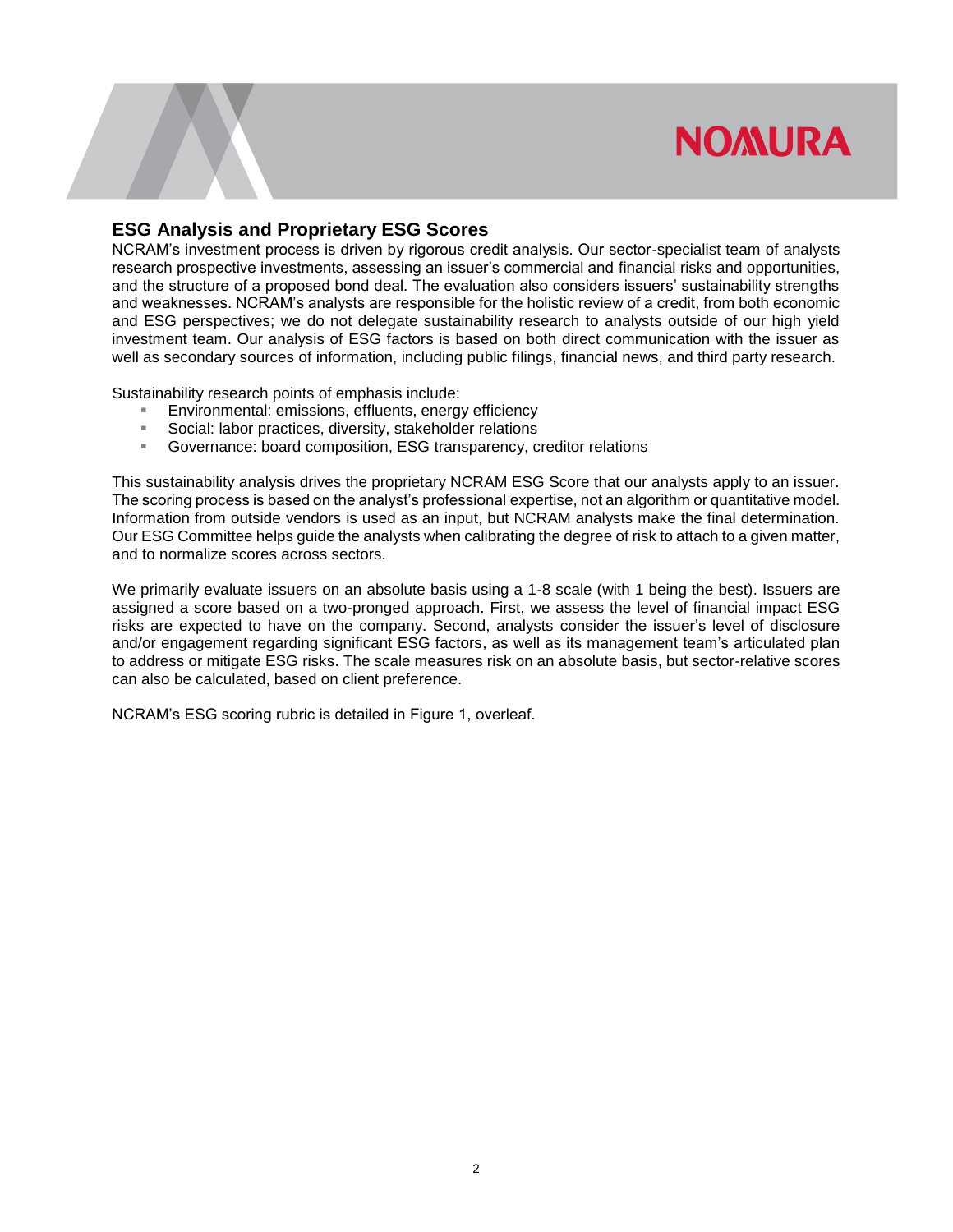## ESG Analysis and Proprietary ESG Scores

NCRAM's investment process is driven by rigorous credit analysis. Our sector-specialist team of analysts research prospective investments, assessing an issuer's commercial and financial risks and opportunities, and the structure of a proposed bond deal. The evaluation also considers issuers' sustainability strengths and weaknesses. NCRAM's analysts are responsible for the holistic review of a credit, from both economic and ESG perspectives; we do not delegate sustainability research to analysts outside of our high yield investment team. Our analysis of ESG factors is based on both direct communication with the issuer as well as secondary sources of information, including public filings, financial news, and third party research.

Sustainability research points of emphasis include:

- Environmental: emissions, effluents, energy efficiency
- Social: labor practices, diversity, stakeholder relations
- Governance: board composition, ESG transparency, creditor relations

This sustainability analysis drives the proprietary NCRAM ESG Score that our analysts apply to an issuer. The scoring process is based on the analyst's professional expertise, not an algorithm or quantitative model. Information from outside vendors is used as an input, but NCRAM analysts make the final determination. Our ESG Committee helps guide the analysts when calibrating the degree of risk to attach to a given matter, and to normalize scores across sectors.

We primarily evaluate issuers on an absolute basis using a 1-8 scale (with 1 being the best). Issuers are assigned a score based on a two-pronged approach. First, we assess the level of financial impact ESG risks are expected to have on the company. Second, analysts consider the issuer's level of disclosure and/or engagement regarding significant ESG factors, as well as its management team's articulated plan to address or mitigate ESG risks. The scale measures risk on an absolute basis, but sector-relative scores can also be calculated, based on client preference.

NCRAM's ESG scoring rubric is detailed in Figure 1, overleaf.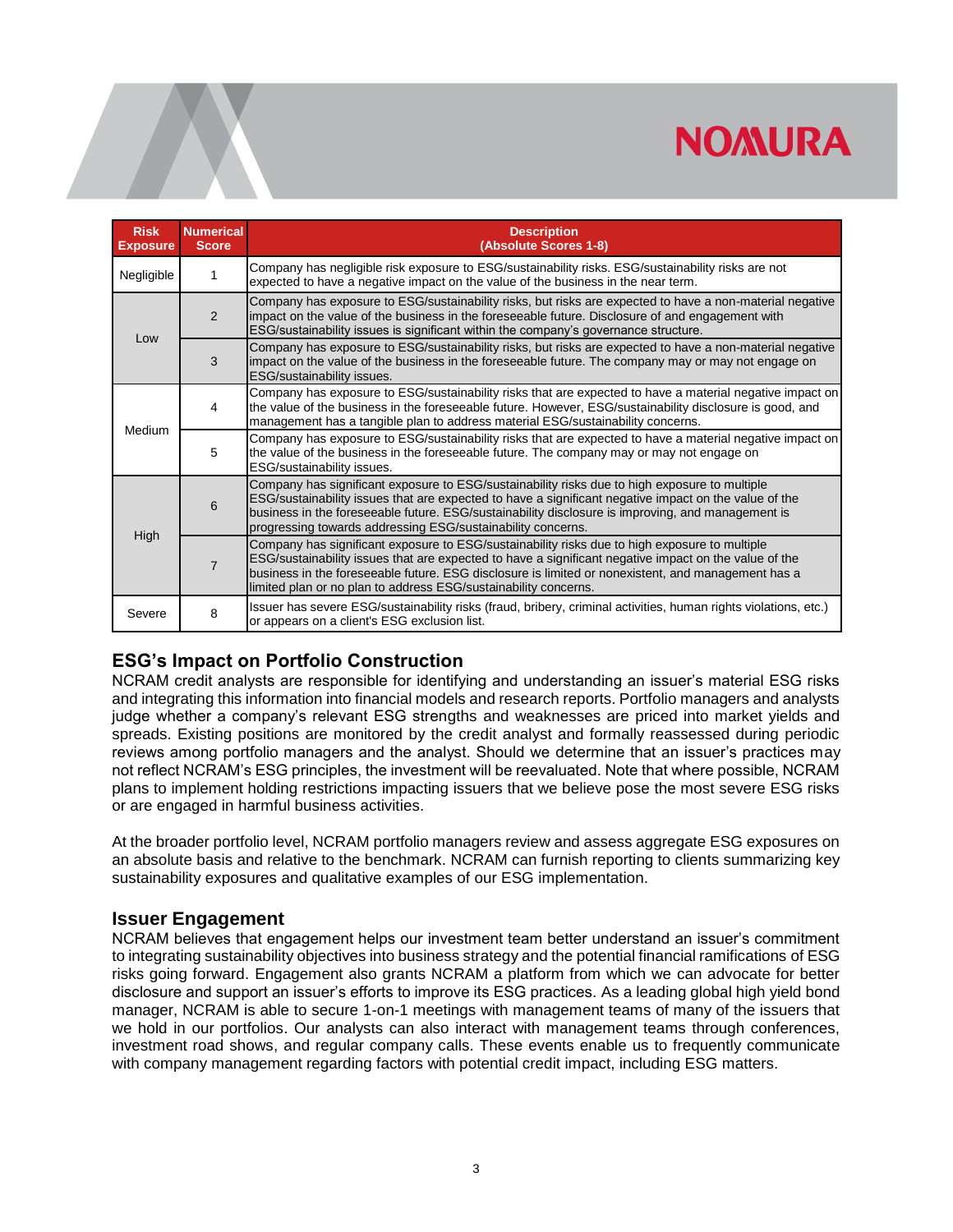| Risk Exposure | Numerical Score | Description (Absolute Scores 1-8) |
|---|---|---|
| Negligible | 1 | Company has negligible risk exposure to ESG/sustainability risks. ESG/sustainability risks are not expected to have a negative impact on the value of the business in the near term. |
| Low | 2 | Company has exposure to ESG/sustainability risks, but risks are expected to have a non-material negative impact on the value of the business in the foreseeable future. Disclosure of and engagement with ESG/sustainability issues is significant within the company's governance structure. |
| | 3 | Company has exposure to ESG/sustainability risks, but risks are expected to have a non-material negative impact on the value of the business in the foreseeable future. The company may or may not engage on ESG/sustainability issues. |
| Medium | 4 | Company has exposure to ESG/sustainability risks that are expected to have a material negative impact on the value of the business in the foreseeable future. However, ESG/sustainability disclosure is good, and management has a tangible plan to address material ESG/sustainability concerns. |
| | 5 | Company has exposure to ESG/sustainability risks that are expected to have a material negative impact on the value of the business in the foreseeable future. The company may or may not engage on ESG/sustainability issues. |
| High | 6 | Company has significant exposure to ESG/sustainability risks due to high exposure to multiple ESG/sustainability issues that are expected to have a significant negative impact on the value of the business in the foreseeable future. ESG/sustainability disclosure is improving, and management is progressing towards addressing ESG/sustainability concerns. |
| | 7 | Company has significant exposure to ESG/sustainability risks due to high exposure to multiple ESG/sustainability issues that are expected to have a significant negative impact on the value of the business in the foreseeable future. ESG disclosure is limited or nonexistent, and management has a limited plan or no plan to address ESG/sustainability concerns. |
| Severe | 8 | Issuer has severe ESG/sustainability risks (fraud, bribery, criminal activities, human rights violations, etc.) or appears on a client's ESG exclusion list. |

## ESG's Impact on Portfolio Construction

NCRAM credit analysts are responsible for identifying and understanding an issuer's material ESG risks and integrating this information into financial models and research reports. Portfolio managers and analysts judge whether a company's relevant ESG strengths and weaknesses are priced into market yields and spreads. Existing positions are monitored by the credit analyst and formally reassessed during periodic reviews among portfolio managers and the analyst. Should we determine that an issuer's practices may not reflect NCRAM's ESG principles, the investment will be reevaluated. Note that where possible, NCRAM plans to implement holding restrictions impacting issuers that we believe pose the most severe ESG risks or are engaged in harmful business activities.

At the broader portfolio level, NCRAM portfolio managers review and assess aggregate ESG exposures on an absolute basis and relative to the benchmark. NCRAM can furnish reporting to clients summarizing key sustainability exposures and qualitative examples of our ESG implementation.

## Issuer Engagement

NCRAM believes that engagement helps our investment team better understand an issuer's commitment to integrating sustainability objectives into business strategy and the potential financial ramifications of ESG risks going forward. Engagement also grants NCRAM a platform from which we can advocate for better disclosure and support an issuer's efforts to improve its ESG practices. As a leading global high yield bond manager, NCRAM is able to secure 1-on-1 meetings with management teams of many of the issuers that we hold in our portfolios. Our analysts can also interact with management teams through conferences, investment road shows, and regular company calls. These events enable us to frequently communicate with company management regarding factors with potential credit impact, including ESG matters.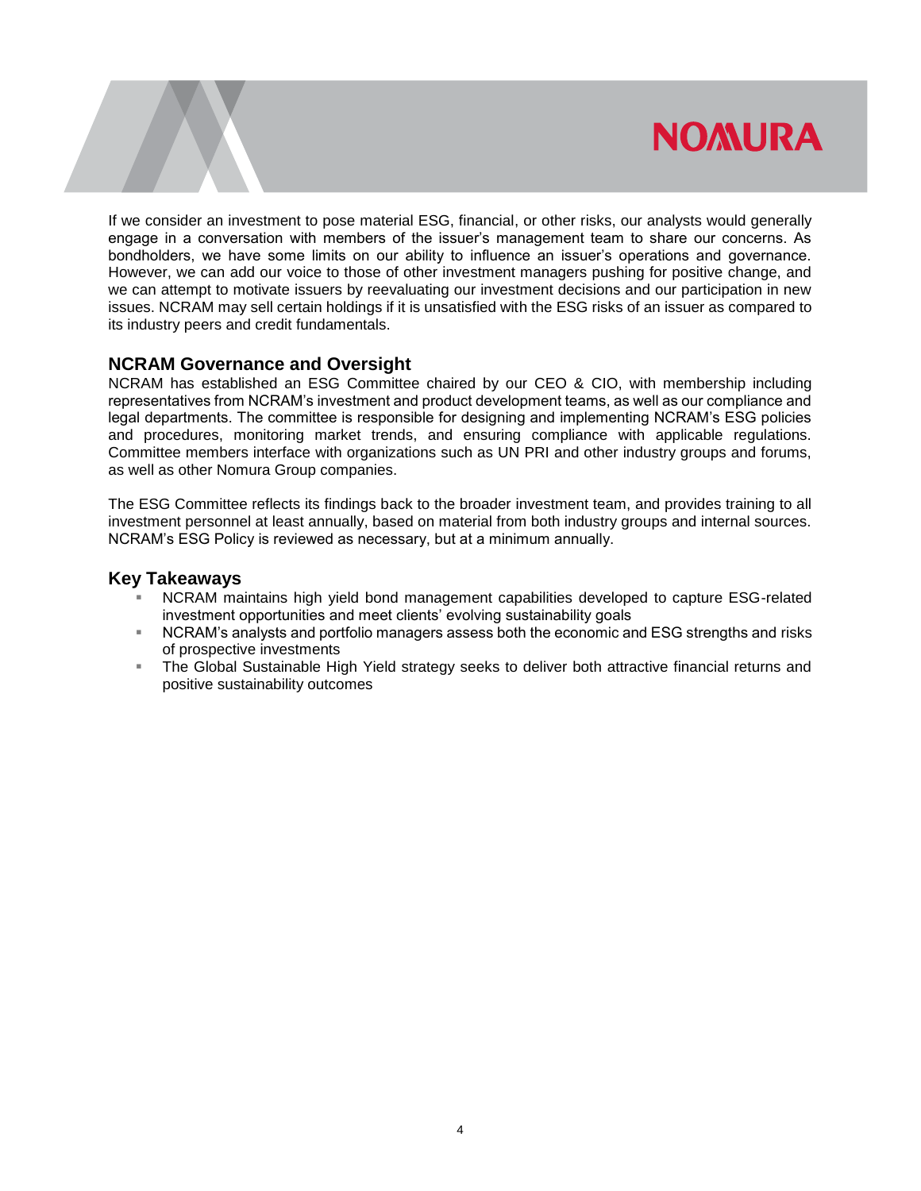If we consider an investment to pose material ESG, financial, or other risks, our analysts would generally engage in a conversation with members of the issuer's management team to share our concerns. As bondholders, we have some limits on our ability to influence an issuer's operations and governance. However, we can add our voice to those of other investment managers pushing for positive change, and we can attempt to motivate issuers by reevaluating our investment decisions and our participation in new issues. NCRAM may sell certain holdings if it is unsatisfied with the ESG risks of an issuer as compared to its industry peers and credit fundamentals.

## NCRAM Governance and Oversight

NCRAM has established an ESG Committee chaired by our CEO & CIO, with membership including representatives from NCRAM's investment and product development teams, as well as our compliance and legal departments. The committee is responsible for designing and implementing NCRAM's ESG policies and procedures, monitoring market trends, and ensuring compliance with applicable regulations. Committee members interface with organizations such as UN PRI and other industry groups and forums, as well as other Nomura Group companies.

The ESG Committee reflects its findings back to the broader investment team, and provides training to all investment personnel at least annually, based on material from both industry groups and internal sources. NCRAM's ESG Policy is reviewed as necessary, but at a minimum annually.

## Key Takeaways

- NCRAM maintains high yield bond management capabilities developed to capture ESG-related investment opportunities and meet clients' evolving sustainability goals
- NCRAM's analysts and portfolio managers assess both the economic and ESG strengths and risks of prospective investments
- The Global Sustainable High Yield strategy seeks to deliver both attractive financial returns and positive sustainability outcomes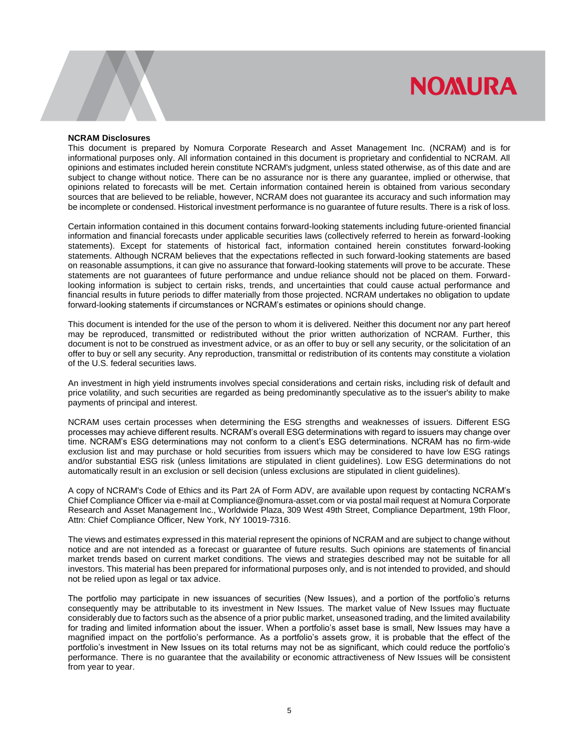**NCRAM Disclosures**

This document is prepared by Nomura Corporate Research and Asset Management Inc. (NCRAM) and is for informational purposes only. All information contained in this document is proprietary and confidential to NCRAM. All opinions and estimates included herein constitute NCRAM's judgment, unless stated otherwise, as of this date and are subject to change without notice. There can be no assurance nor is there any guarantee, implied or otherwise, that opinions related to forecasts will be met. Certain information contained herein is obtained from various secondary sources that are believed to be reliable, however, NCRAM does not guarantee its accuracy and such information may be incomplete or condensed. Historical investment performance is no guarantee of future results. There is a risk of loss.

Certain information contained in this document contains forward-looking statements including future-oriented financial information and financial forecasts under applicable securities laws (collectively referred to herein as forward-looking statements). Except for statements of historical fact, information contained herein constitutes forward-looking statements. Although NCRAM believes that the expectations reflected in such forward-looking statements are based on reasonable assumptions, it can give no assurance that forward-looking statements will prove to be accurate. These statements are not guarantees of future performance and undue reliance should not be placed on them. Forward-looking information is subject to certain risks, trends, and uncertainties that could cause actual performance and financial results in future periods to differ materially from those projected. NCRAM undertakes no obligation to update forward-looking statements if circumstances or NCRAM's estimates or opinions should change.

This document is intended for the use of the person to whom it is delivered. Neither this document nor any part hereof may be reproduced, transmitted or redistributed without the prior written authorization of NCRAM. Further, this document is not to be construed as investment advice, or as an offer to buy or sell any security, or the solicitation of an offer to buy or sell any security. Any reproduction, transmittal or redistribution of its contents may constitute a violation of the U.S. federal securities laws.

An investment in high yield instruments involves special considerations and certain risks, including risk of default and price volatility, and such securities are regarded as being predominantly speculative as to the issuer's ability to make payments of principal and interest.

NCRAM uses certain processes when determining the ESG strengths and weaknesses of issuers. Different ESG processes may achieve different results. NCRAM's overall ESG determinations with regard to issuers may change over time. NCRAM's ESG determinations may not conform to a client's ESG determinations. NCRAM has no firm-wide exclusion list and may purchase or hold securities from issuers which may be considered to have low ESG ratings and/or substantial ESG risk (unless limitations are stipulated in client guidelines). Low ESG determinations do not automatically result in an exclusion or sell decision (unless exclusions are stipulated in client guidelines).

A copy of NCRAM's Code of Ethics and its Part 2A of Form ADV, are available upon request by contacting NCRAM's Chief Compliance Officer via e-mail at Compliance@nomura-asset.com or via postal mail request at Nomura Corporate Research and Asset Management Inc., Worldwide Plaza, 309 West 49th Street, Compliance Department, 19th Floor, Attn: Chief Compliance Officer, New York, NY 10019-7316.

The views and estimates expressed in this material represent the opinions of NCRAM and are subject to change without notice and are not intended as a forecast or guarantee of future results. Such opinions are statements of financial market trends based on current market conditions. The views and strategies described may not be suitable for all investors. This material has been prepared for informational purposes only, and is not intended to provided, and should not be relied upon as legal or tax advice.

The portfolio may participate in new issuances of securities (New Issues), and a portion of the portfolio's returns consequently may be attributable to its investment in New Issues. The market value of New Issues may fluctuate considerably due to factors such as the absence of a prior public market, unseasoned trading, and the limited availability for trading and limited information about the issuer. When a portfolio's asset base is small, New Issues may have a magnified impact on the portfolio's performance. As a portfolio's assets grow, it is probable that the effect of the portfolio's investment in New Issues on its total returns may not be as significant, which could reduce the portfolio's performance. There is no guarantee that the availability or economic attractiveness of New Issues will be consistent from year to year.